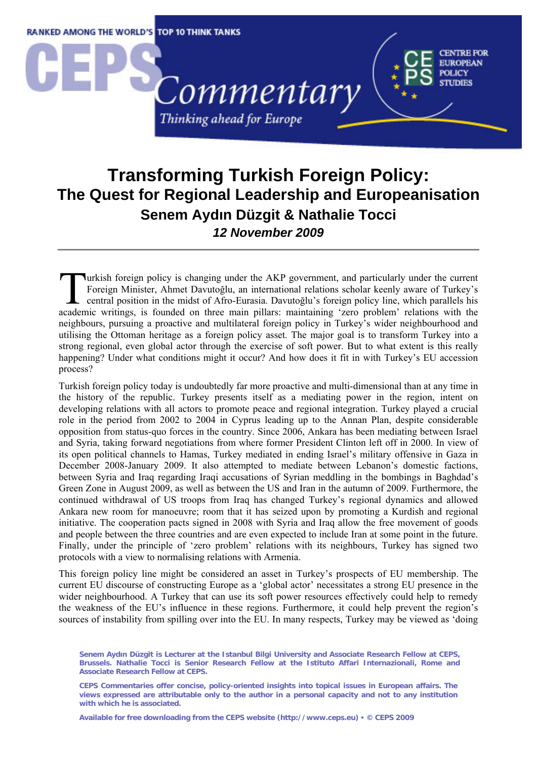# Transforming Turkish Foreign Policy: The Quest for Regional Leadership and Europeanisation

### Senem Aydın Düzgit & Nathalie Tocci

***12 November 2009***

---

Turkish foreign policy is changing under the AKP government, and particularly under the current Foreign Minister, Ahmet Davutoğlu, an international relations scholar keenly aware of Turkey's central position in the midst of Afro-Eurasia. Davutoğlu's foreign policy line, which parallels his academic writings, is founded on three main pillars: maintaining 'zero problem' relations with the neighbours, pursuing a proactive and multilateral foreign policy in Turkey's wider neighbourhood and utilising the Ottoman heritage as a foreign policy asset. The major goal is to transform Turkey into a strong regional, even global actor through the exercise of soft power. But to what extent is this really happening? Under what conditions might it occur? And how does it fit in with Turkey's EU accession process?

Turkish foreign policy today is undoubtedly far more proactive and multi-dimensional than at any time in the history of the republic. Turkey presents itself as a mediating power in the region, intent on developing relations with all actors to promote peace and regional integration. Turkey played a crucial role in the period from 2002 to 2004 in Cyprus leading up to the Annan Plan, despite considerable opposition from status-quo forces in the country. Since 2006, Ankara has been mediating between Israel and Syria, taking forward negotiations from where former President Clinton left off in 2000. In view of its open political channels to Hamas, Turkey mediated in ending Israel's military offensive in Gaza in December 2008-January 2009. It also attempted to mediate between Lebanon's domestic factions, between Syria and Iraq regarding Iraqi accusations of Syrian meddling in the bombings in Baghdad's Green Zone in August 2009, as well as between the US and Iran in the autumn of 2009. Furthermore, the continued withdrawal of US troops from Iraq has changed Turkey's regional dynamics and allowed Ankara new room for manoeuvre; room that it has seized upon by promoting a Kurdish and regional initiative. The cooperation pacts signed in 2008 with Syria and Iraq allow the free movement of goods and people between the three countries and are even expected to include Iran at some point in the future. Finally, under the principle of 'zero problem' relations with its neighbours, Turkey has signed two protocols with a view to normalising relations with Armenia.

This foreign policy line might be considered an asset in Turkey's prospects of EU membership. The current EU discourse of constructing Europe as a 'global actor' necessitates a strong EU presence in the wider neighbourhood. A Turkey that can use its soft power resources effectively could help to remedy the weakness of the EU's influence in these regions. Furthermore, it could help prevent the region's sources of instability from spilling over into the EU. In many respects, Turkey may be viewed as 'doing

**Senem Aydın Düzgit is Lecturer at the Istanbul Bilgi University and Associate Research Fellow at CEPS, Brussels. Nathalie Tocci is Senior Research Fellow at the Istituto Affari Internazionali, Rome and Associate Research Fellow at CEPS.**

**CEPS Commentaries offer concise, policy-oriented insights into topical issues in European affairs. The views expressed are attributable only to the author in a personal capacity and not to any institution with which he is associated.**

**Available for free downloading from the CEPS website (http://www.ceps.eu) • © CEPS 2009**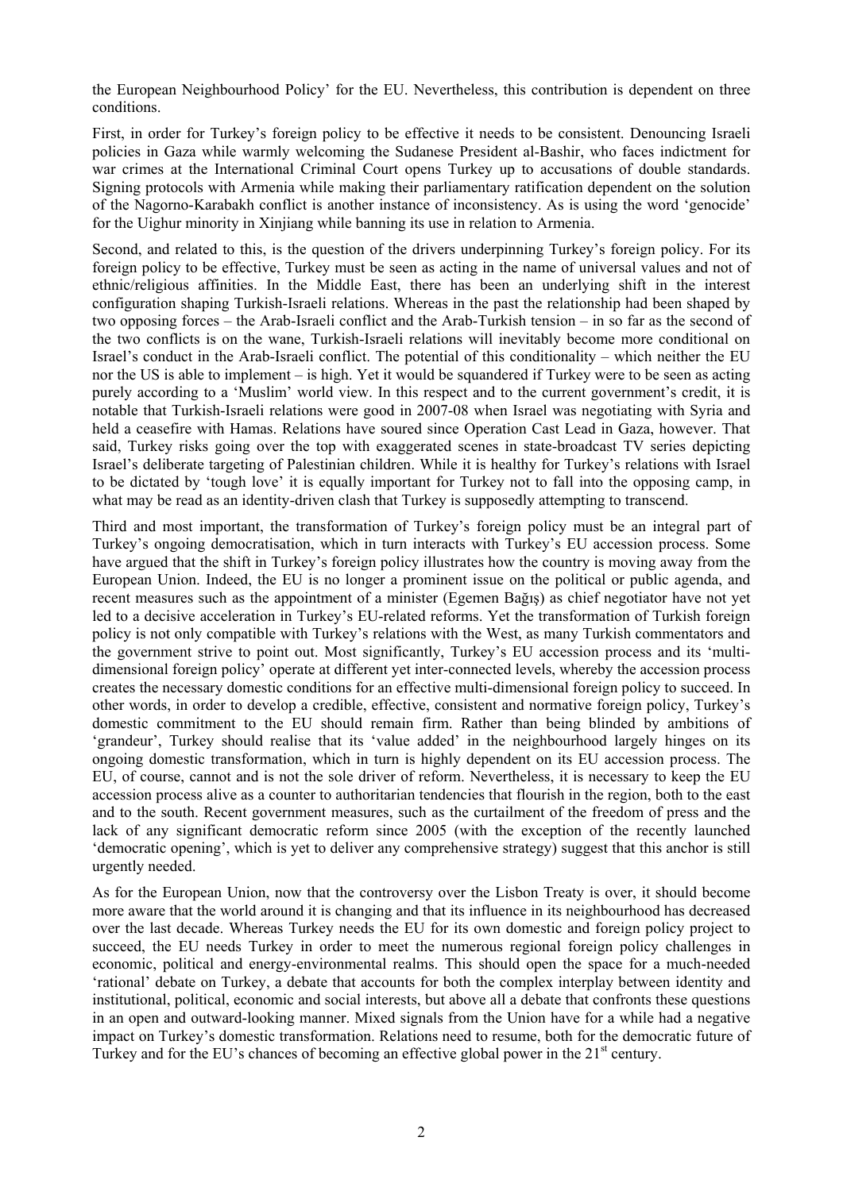the European Neighbourhood Policy' for the EU. Nevertheless, this contribution is dependent on three conditions.

First, in order for Turkey's foreign policy to be effective it needs to be consistent. Denouncing Israeli policies in Gaza while warmly welcoming the Sudanese President al-Bashir, who faces indictment for war crimes at the International Criminal Court opens Turkey up to accusations of double standards. Signing protocols with Armenia while making their parliamentary ratification dependent on the solution of the Nagorno-Karabakh conflict is another instance of inconsistency. As is using the word 'genocide' for the Uighur minority in Xinjiang while banning its use in relation to Armenia.

Second, and related to this, is the question of the drivers underpinning Turkey's foreign policy. For its foreign policy to be effective, Turkey must be seen as acting in the name of universal values and not of ethnic/religious affinities. In the Middle East, there has been an underlying shift in the interest configuration shaping Turkish-Israeli relations. Whereas in the past the relationship had been shaped by two opposing forces – the Arab-Israeli conflict and the Arab-Turkish tension – in so far as the second of the two conflicts is on the wane, Turkish-Israeli relations will inevitably become more conditional on Israel's conduct in the Arab-Israeli conflict. The potential of this conditionality – which neither the EU nor the US is able to implement – is high. Yet it would be squandered if Turkey were to be seen as acting purely according to a 'Muslim' world view. In this respect and to the current government's credit, it is notable that Turkish-Israeli relations were good in 2007-08 when Israel was negotiating with Syria and held a ceasefire with Hamas. Relations have soured since Operation Cast Lead in Gaza, however. That said, Turkey risks going over the top with exaggerated scenes in state-broadcast TV series depicting Israel's deliberate targeting of Palestinian children. While it is healthy for Turkey's relations with Israel to be dictated by 'tough love' it is equally important for Turkey not to fall into the opposing camp, in what may be read as an identity-driven clash that Turkey is supposedly attempting to transcend.

Third and most important, the transformation of Turkey's foreign policy must be an integral part of Turkey's ongoing democratisation, which in turn interacts with Turkey's EU accession process. Some have argued that the shift in Turkey's foreign policy illustrates how the country is moving away from the European Union. Indeed, the EU is no longer a prominent issue on the political or public agenda, and recent measures such as the appointment of a minister (Egemen Bağış) as chief negotiator have not yet led to a decisive acceleration in Turkey's EU-related reforms. Yet the transformation of Turkish foreign policy is not only compatible with Turkey's relations with the West, as many Turkish commentators and the government strive to point out. Most significantly, Turkey's EU accession process and its 'multi-dimensional foreign policy' operate at different yet inter-connected levels, whereby the accession process creates the necessary domestic conditions for an effective multi-dimensional foreign policy to succeed. In other words, in order to develop a credible, effective, consistent and normative foreign policy, Turkey's domestic commitment to the EU should remain firm. Rather than being blinded by ambitions of 'grandeur', Turkey should realise that its 'value added' in the neighbourhood largely hinges on its ongoing domestic transformation, which in turn is highly dependent on its EU accession process. The EU, of course, cannot and is not the sole driver of reform. Nevertheless, it is necessary to keep the EU accession process alive as a counter to authoritarian tendencies that flourish in the region, both to the east and to the south. Recent government measures, such as the curtailment of the freedom of press and the lack of any significant democratic reform since 2005 (with the exception of the recently launched 'democratic opening', which is yet to deliver any comprehensive strategy) suggest that this anchor is still urgently needed.

As for the European Union, now that the controversy over the Lisbon Treaty is over, it should become more aware that the world around it is changing and that its influence in its neighbourhood has decreased over the last decade. Whereas Turkey needs the EU for its own domestic and foreign policy project to succeed, the EU needs Turkey in order to meet the numerous regional foreign policy challenges in economic, political and energy-environmental realms. This should open the space for a much-needed 'rational' debate on Turkey, a debate that accounts for both the complex interplay between identity and institutional, political, economic and social interests, but above all a debate that confronts these questions in an open and outward-looking manner. Mixed signals from the Union have for a while had a negative impact on Turkey's domestic transformation. Relations need to resume, both for the democratic future of Turkey and for the EU's chances of becoming an effective global power in the 21st century.